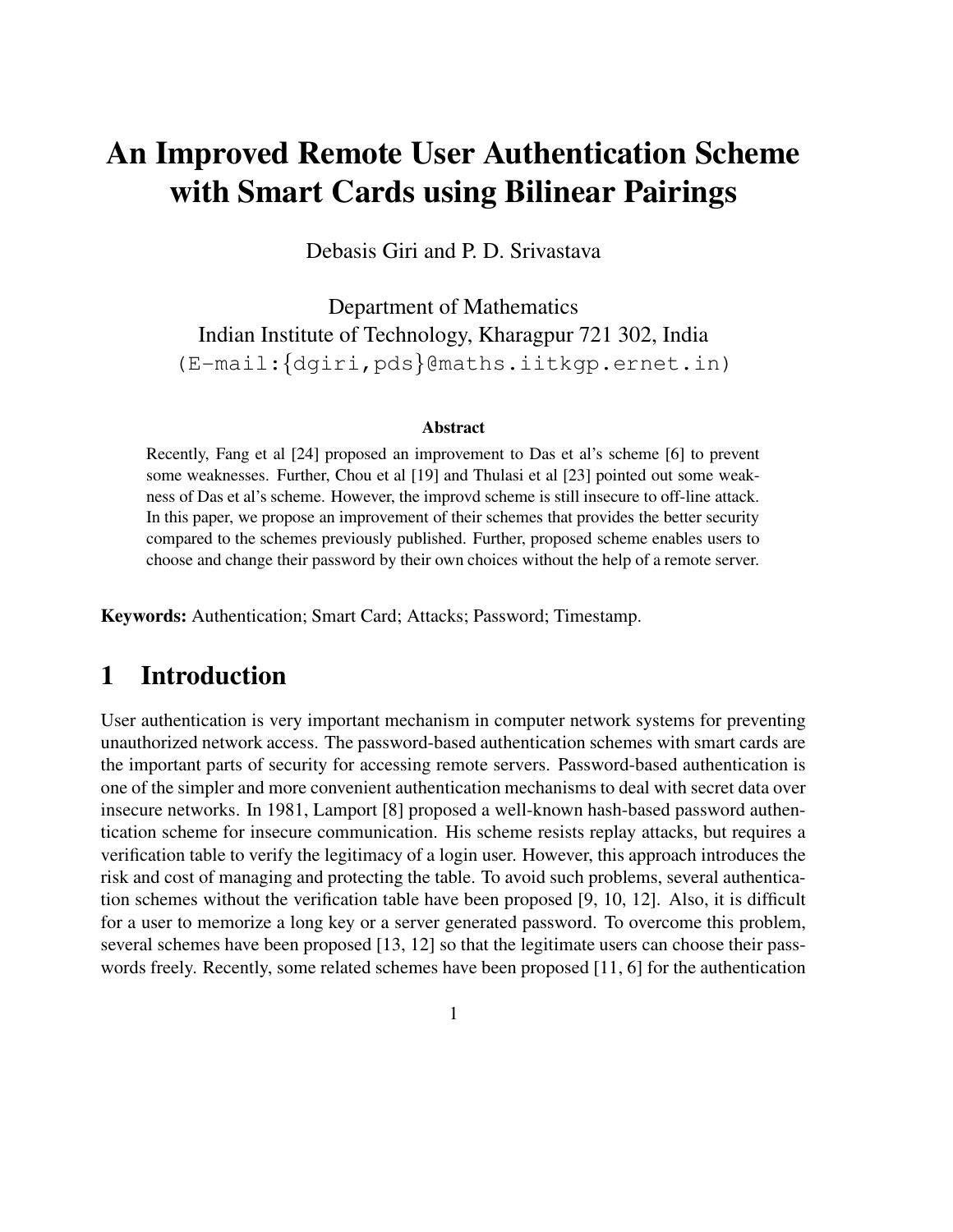# An Improved Remote User Authentication Scheme with Smart Cards using Bilinear Pairings

Debasis Giri and P. D. Srivastava

Department of Mathematics
Indian Institute of Technology, Kharagpur 721 302, India
(E-mail:{dgiri,pds}@maths.iitkgp.ernet.in)

### Abstract

Recently, Fang et al [24] proposed an improvement to Das et al's scheme [6] to prevent some weaknesses. Further, Chou et al [19] and Thulasi et al [23] pointed out some weakness of Das et al's scheme. However, the improvd scheme is still insecure to off-line attack. In this paper, we propose an improvement of their schemes that provides the better security compared to the schemes previously published. Further, proposed scheme enables users to choose and change their password by their own choices without the help of a remote server.

**Keywords:** Authentication; Smart Card; Attacks; Password; Timestamp.

## 1 Introduction

User authentication is very important mechanism in computer network systems for preventing unauthorized network access. The password-based authentication schemes with smart cards are the important parts of security for accessing remote servers. Password-based authentication is one of the simpler and more convenient authentication mechanisms to deal with secret data over insecure networks. In 1981, Lamport [8] proposed a well-known hash-based password authentication scheme for insecure communication. His scheme resists replay attacks, but requires a verification table to verify the legitimacy of a login user. However, this approach introduces the risk and cost of managing and protecting the table. To avoid such problems, several authentication schemes without the verification table have been proposed [9, 10, 12]. Also, it is difficult for a user to memorize a long key or a server generated password. To overcome this problem, several schemes have been proposed [13, 12] so that the legitimate users can choose their passwords freely. Recently, some related schemes have been proposed [11, 6] for the authentication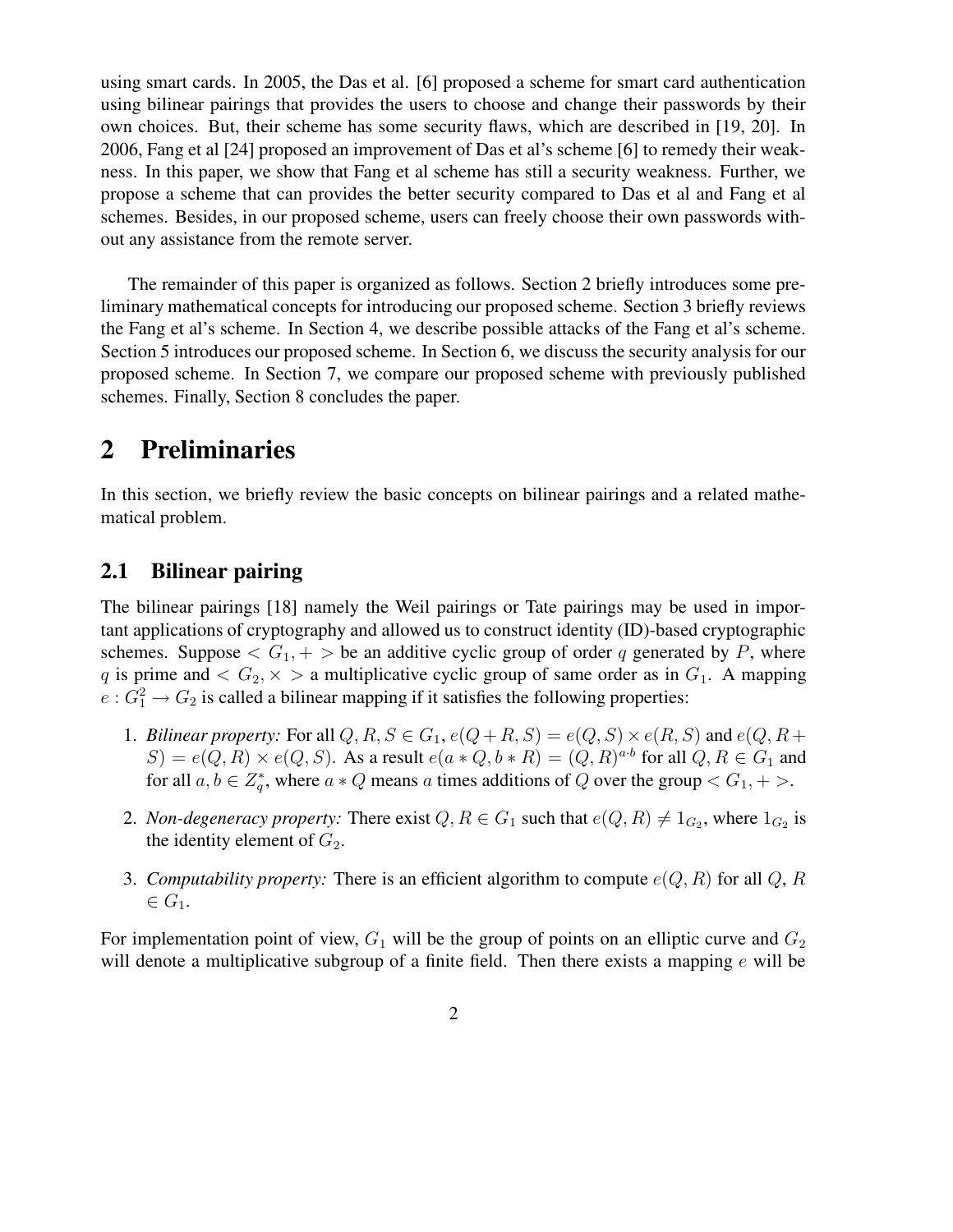using smart cards. In 2005, the Das et al. [6] proposed a scheme for smart card authentication using bilinear pairings that provides the users to choose and change their passwords by their own choices. But, their scheme has some security flaws, which are described in [19, 20]. In 2006, Fang et al [24] proposed an improvement of Das et al's scheme [6] to remedy their weakness. In this paper, we show that Fang et al scheme has still a security weakness. Further, we propose a scheme that can provides the better security compared to Das et al and Fang et al schemes. Besides, in our proposed scheme, users can freely choose their own passwords without any assistance from the remote server.

The remainder of this paper is organized as follows. Section 2 briefly introduces some preliminary mathematical concepts for introducing our proposed scheme. Section 3 briefly reviews the Fang et al's scheme. In Section 4, we describe possible attacks of the Fang et al's scheme. Section 5 introduces our proposed scheme. In Section 6, we discuss the security analysis for our proposed scheme. In Section 7, we compare our proposed scheme with previously published schemes. Finally, Section 8 concludes the paper.

# 2 Preliminaries

In this section, we briefly review the basic concepts on bilinear pairings and a related mathematical problem.

## 2.1 Bilinear pairing

The bilinear pairings [18] namely the Weil pairings or Tate pairings may be used in important applications of cryptography and allowed us to construct identity (ID)-based cryptographic schemes. Suppose $< G_1, + >$ be an additive cyclic group of order $q$ generated by $P$, where $q$ is prime and $< G_2, \times >$ a multiplicative cyclic group of same order as in $G_1$. A mapping $e : G_1^2 \rightarrow G_2$ is called a bilinear mapping if it satisfies the following properties:

1. *Bilinear property:* For all $Q, R, S \in G_1$, $e(Q + R, S) = e(Q, S) \times e(R, S)$ and $e(Q, R + S) = e(Q, R) \times e(Q, S)$. As a result $e(a * Q, b * R) = (Q, R)^{a \cdot b}$ for all $Q, R \in G_1$ and for all $a, b \in Z_q^*$, where $a * Q$ means $a$ times additions of $Q$ over the group $< G_1, + >$.
2. *Non-degeneracy property:* There exist $Q, R \in G_1$ such that $e(Q, R) \neq 1_{G_2}$, where $1_{G_2}$ is the identity element of $G_2$.
3. *Computability property:* There is an efficient algorithm to compute $e(Q, R)$ for all $Q$, $R$ $\in G_1$.

For implementation point of view, $G_1$ will be the group of points on an elliptic curve and $G_2$ will denote a multiplicative subgroup of a finite field. Then there exists a mapping $e$ will be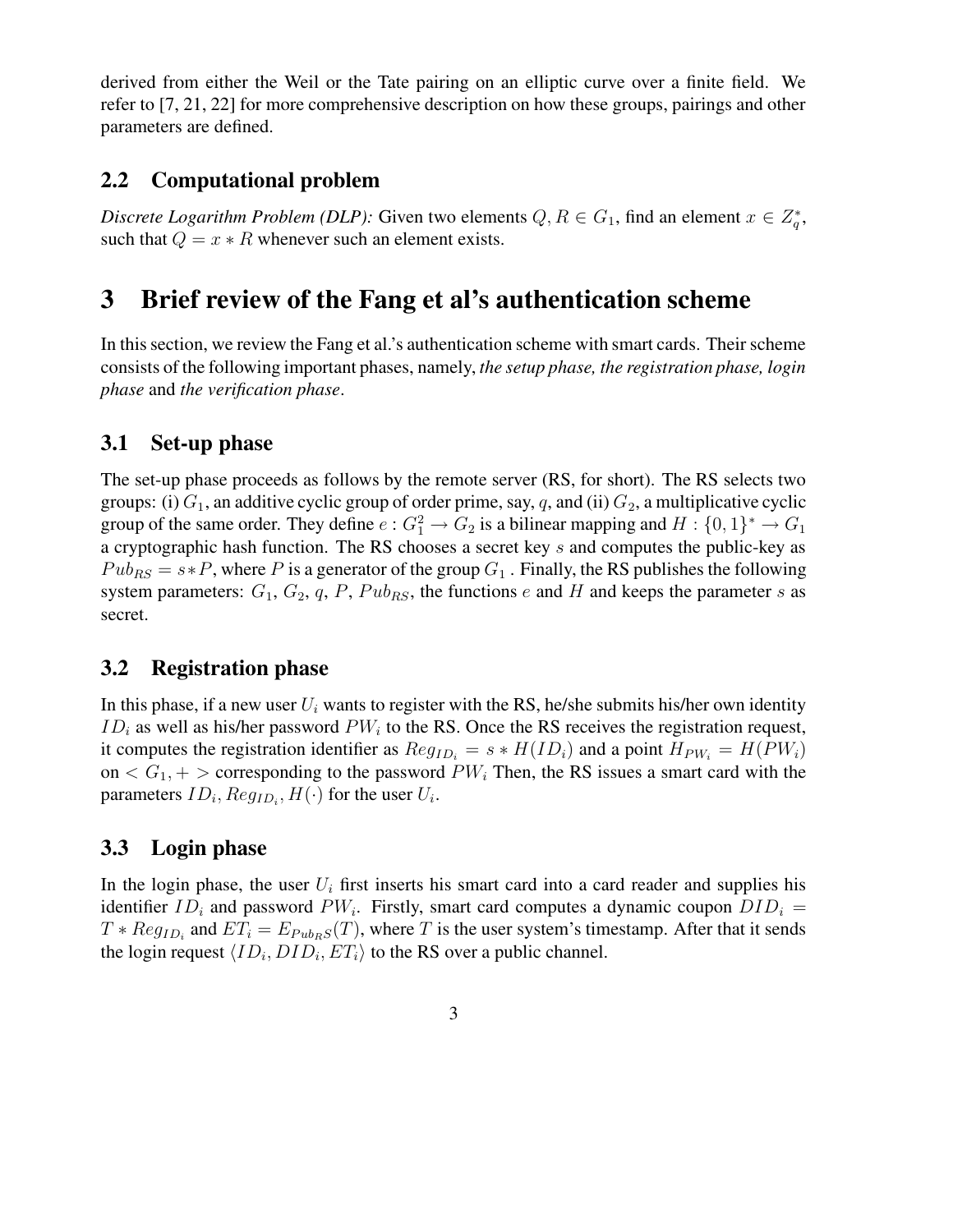derived from either the Weil or the Tate pairing on an elliptic curve over a finite field. We refer to [7, 21, 22] for more comprehensive description on how these groups, pairings and other parameters are defined.

### 2.2 Computational problem

*Discrete Logarithm Problem (DLP):* Given two elements $Q, R \in G_1$, find an element $x \in Z_q^*$, such that $Q = x * R$ whenever such an element exists.

## 3 Brief review of the Fang et al's authentication scheme

In this section, we review the Fang et al.'s authentication scheme with smart cards. Their scheme consists of the following important phases, namely, *the setup phase, the registration phase, login phase* and *the verification phase*.

### 3.1 Set-up phase

The set-up phase proceeds as follows by the remote server (RS, for short). The RS selects two groups: (i) $G_1$, an additive cyclic group of order prime, say, $q$, and (ii) $G_2$, a multiplicative cyclic group of the same order. They define $e : G_1^2 \rightarrow G_2$ is a bilinear mapping and $H : \{0, 1\}^* \rightarrow G_1$ a cryptographic hash function. The RS chooses a secret key $s$ and computes the public-key as $Pub_{RS} = s*P$, where $P$ is a generator of the group $G_1$ . Finally, the RS publishes the following system parameters: $G_1$, $G_2$, $q$, $P$, $Pub_{RS}$, the functions $e$ and $H$ and keeps the parameter $s$ as secret.

### 3.2 Registration phase

In this phase, if a new user $U_i$ wants to register with the RS, he/she submits his/her own identity $ID_i$ as well as his/her password $PW_i$ to the RS. Once the RS receives the registration request, it computes the registration identifier as $Reg_{ID_i} = s * H(ID_i)$ and a point $H_{PW_i} = H(PW_i)$ on $< G_1, + >$ corresponding to the password $PW_i$ Then, the RS issues a smart card with the parameters $ID_i, Reg_{ID_i}, H(\cdot)$ for the user $U_i$.

### 3.3 Login phase

In the login phase, the user $U_i$ first inserts his smart card into a card reader and supplies his identifier $ID_i$ and password $PW_i$. Firstly, smart card computes a dynamic coupon $DID_i = T * Reg_{ID_i}$ and $ET_i = E_{Pub_RS}(T)$, where $T$ is the user system's timestamp. After that it sends the login request $\langle ID_i, DID_i, ET_i \rangle$ to the RS over a public channel.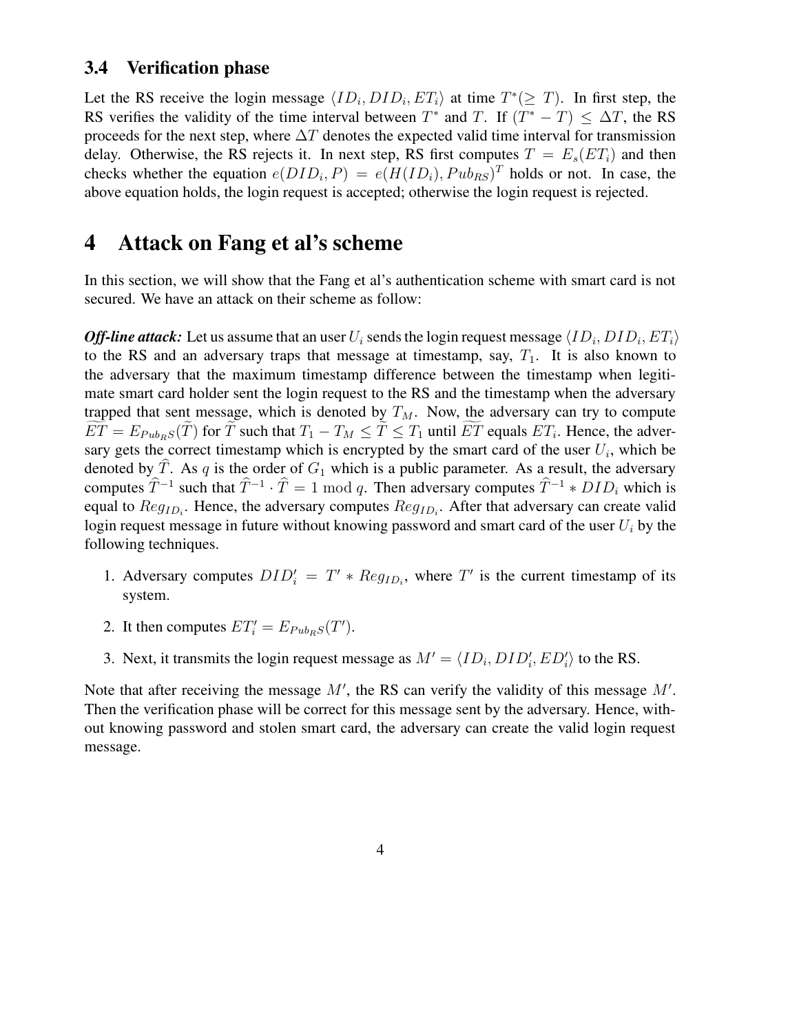### 3.4 Verification phase

Let the RS receive the login message $\langle ID_i, DID_i, ET_i \rangle$ at time $T^*(\geq T)$. In first step, the RS verifies the validity of the time interval between $T^*$ and $T$. If $(T^* - T) \leq \Delta T$, the RS proceeds for the next step, where $\Delta T$ denotes the expected valid time interval for transmission delay. Otherwise, the RS rejects it. In next step, RS first computes $T = E_s(ET_i)$ and then checks whether the equation $e(DID_i, P) = e(H(ID_i), Pub_{RS})^T$ holds or not. In case, the above equation holds, the login request is accepted; otherwise the login request is rejected.

## 4 Attack on Fang et al's scheme

In this section, we will show that the Fang et al's authentication scheme with smart card is not secured. We have an attack on their scheme as follow:

***Off-line attack:*** Let us assume that an user $U_i$ sends the login request message $\langle ID_i, DID_i, ET_i \rangle$ to the RS and an adversary traps that message at timestamp, say, $T_1$. It is also known to the adversary that the maximum timestamp difference between the timestamp when legitimate smart card holder sent the login request to the RS and the timestamp when the adversary trapped that sent message, which is denoted by $T_M$. Now, the adversary can try to compute $\widetilde{ET} = E_{Pub_RS}(\widetilde{T})$ for $\widetilde{T}$ such that $T_1 - T_M \leq \widetilde{T} \leq T_1$ until $\widetilde{ET}$ equals $ET_i$. Hence, the adversary gets the correct timestamp which is encrypted by the smart card of the user $U_i$, which be denoted by $\widehat{T}$. As $q$ is the order of $G_1$ which is a public parameter. As a result, the adversary computes $\widehat{T}^{-1}$ such that $\widehat{T}^{-1} \cdot \widehat{T} = 1 \bmod q$. Then adversary computes $\widehat{T}^{-1} * DID_i$ which is equal to $Reg_{ID_i}$. Hence, the adversary computes $Reg_{ID_i}$. After that adversary can create valid login request message in future without knowing password and smart card of the user $U_i$ by the following techniques.

1. Adversary computes $DID_i' = T' * Reg_{ID_i}$, where $T'$ is the current timestamp of its system.
2. It then computes $ET_i' = E_{Pub_RS}(T')$.
3. Next, it transmits the login request message as $M' = \langle ID_i, DID_i', ED_i' \rangle$ to the RS.

Note that after receiving the message $M'$, the RS can verify the validity of this message $M'$. Then the verification phase will be correct for this message sent by the adversary. Hence, without knowing password and stolen smart card, the adversary can create the valid login request message.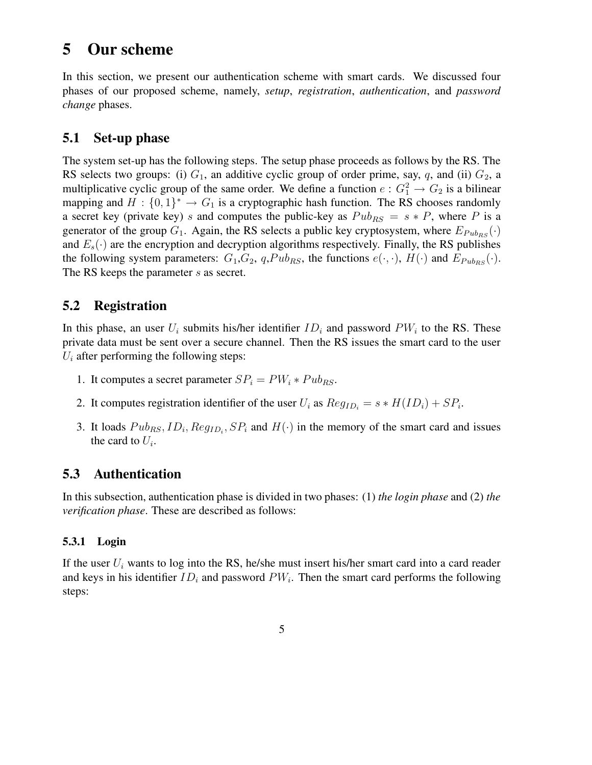# 5 Our scheme

In this section, we present our authentication scheme with smart cards. We discussed four phases of our proposed scheme, namely, *setup*, *registration*, *authentication*, and *password change* phases.

## 5.1 Set-up phase

The system set-up has the following steps. The setup phase proceeds as follows by the RS. The RS selects two groups: (i) $G_1$, an additive cyclic group of order prime, say, $q$, and (ii) $G_2$, a multiplicative cyclic group of the same order. We define a function $e : G_1^2 \rightarrow G_2$ is a bilinear mapping and $H : \{0,1\}^* \rightarrow G_1$ is a cryptographic hash function. The RS chooses randomly a secret key (private key) $s$ and computes the public-key as $Pub_{RS} = s * P$, where $P$ is a generator of the group $G_1$. Again, the RS selects a public key cryptosystem, where $E_{Pub_{RS}}(\cdot)$ and $E_s(\cdot)$ are the encryption and decryption algorithms respectively. Finally, the RS publishes the following system parameters: $G_1$,$G_2$, $q$,$Pub_{RS}$, the functions $e(\cdot, \cdot)$, $H(\cdot)$ and $E_{Pub_{RS}}(\cdot)$. The RS keeps the parameter $s$ as secret.

## 5.2 Registration

In this phase, an user $U_i$ submits his/her identifier $ID_i$ and password $PW_i$ to the RS. These private data must be sent over a secure channel. Then the RS issues the smart card to the user $U_i$ after performing the following steps:

1. It computes a secret parameter $SP_i = PW_i * Pub_{RS}$.
2. It computes registration identifier of the user $U_i$ as $Reg_{ID_i} = s * H(ID_i) + SP_i$.
3. It loads $Pub_{RS}, ID_i, Reg_{ID_i}, SP_i$ and $H(\cdot)$ in the memory of the smart card and issues the card to $U_i$.

## 5.3 Authentication

In this subsection, authentication phase is divided in two phases: (1) *the login phase* and (2) *the verification phase*. These are described as follows:

### 5.3.1 Login

If the user $U_i$ wants to log into the RS, he/she must insert his/her smart card into a card reader and keys in his identifier $ID_i$ and password $PW_i$. Then the smart card performs the following steps: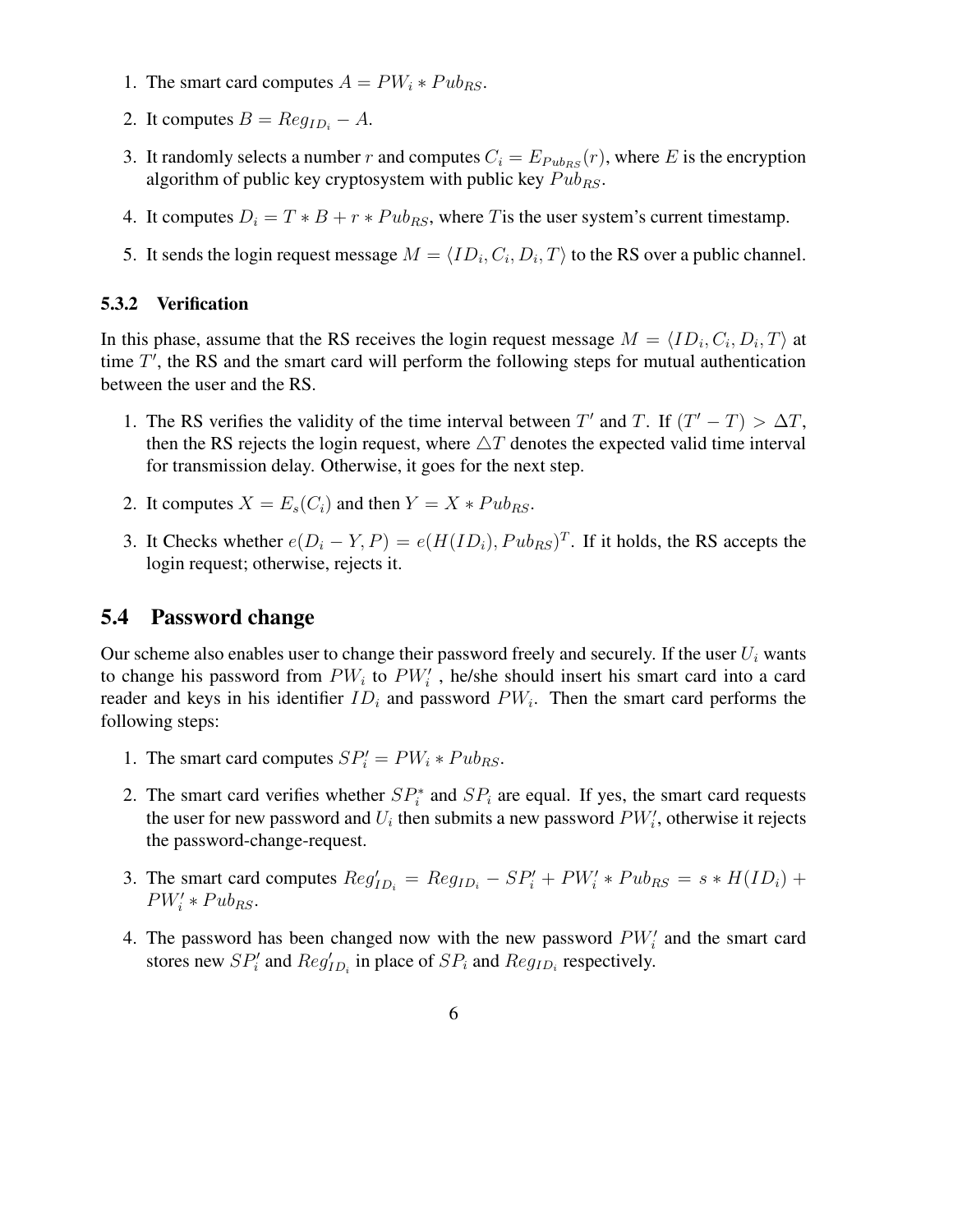1. The smart card computes $A = PW_i * Pub_{RS}$.
2. It computes $B = Reg_{ID_i} - A$.
3. It randomly selects a number $r$ and computes $C_i = E_{Pub_{RS}}(r)$, where $E$ is the encryption algorithm of public key cryptosystem with public key $Pub_{RS}$.
4. It computes $D_i = T * B + r * Pub_{RS}$, where $T$is the user system's current timestamp.
5. It sends the login request message $M = \langle ID_i, C_i, D_i, T \rangle$ to the RS over a public channel.

### 5.3.2 Verification

In this phase, assume that the RS receives the login request message $M = \langle ID_i, C_i, D_i, T \rangle$ at time $T'$, the RS and the smart card will perform the following steps for mutual authentication between the user and the RS.

1. The RS verifies the validity of the time interval between $T'$ and $T$. If $(T' - T) > \Delta T$, then the RS rejects the login request, where $\triangle T$ denotes the expected valid time interval for transmission delay. Otherwise, it goes for the next step.
2. It computes $X = E_s(C_i)$ and then $Y = X * Pub_{RS}$.
3. It Checks whether $e(D_i - Y, P) = e(H(ID_i), Pub_{RS})^T$. If it holds, the RS accepts the login request; otherwise, rejects it.

## 5.4 Password change

Our scheme also enables user to change their password freely and securely. If the user $U_i$ wants to change his password from $PW_i$ to $PW_i'$ , he/she should insert his smart card into a card reader and keys in his identifier $ID_i$ and password $PW_i$. Then the smart card performs the following steps:

1. The smart card computes $SP_i' = PW_i * Pub_{RS}$.
2. The smart card verifies whether $SP_i^*$ and $SP_i$ are equal. If yes, the smart card requests the user for new password and $U_i$ then submits a new password $PW_i'$, otherwise it rejects the password-change-request.
3. The smart card computes $Reg_{ID_i}' = Reg_{ID_i} - SP_i' + PW_i' * Pub_{RS} = s * H(ID_i) + PW_i' * Pub_{RS}$.
4. The password has been changed now with the new password $PW_i'$ and the smart card stores new $SP_i'$ and $Reg_{ID_i}'$ in place of $SP_i$ and $Reg_{ID_i}$ respectively.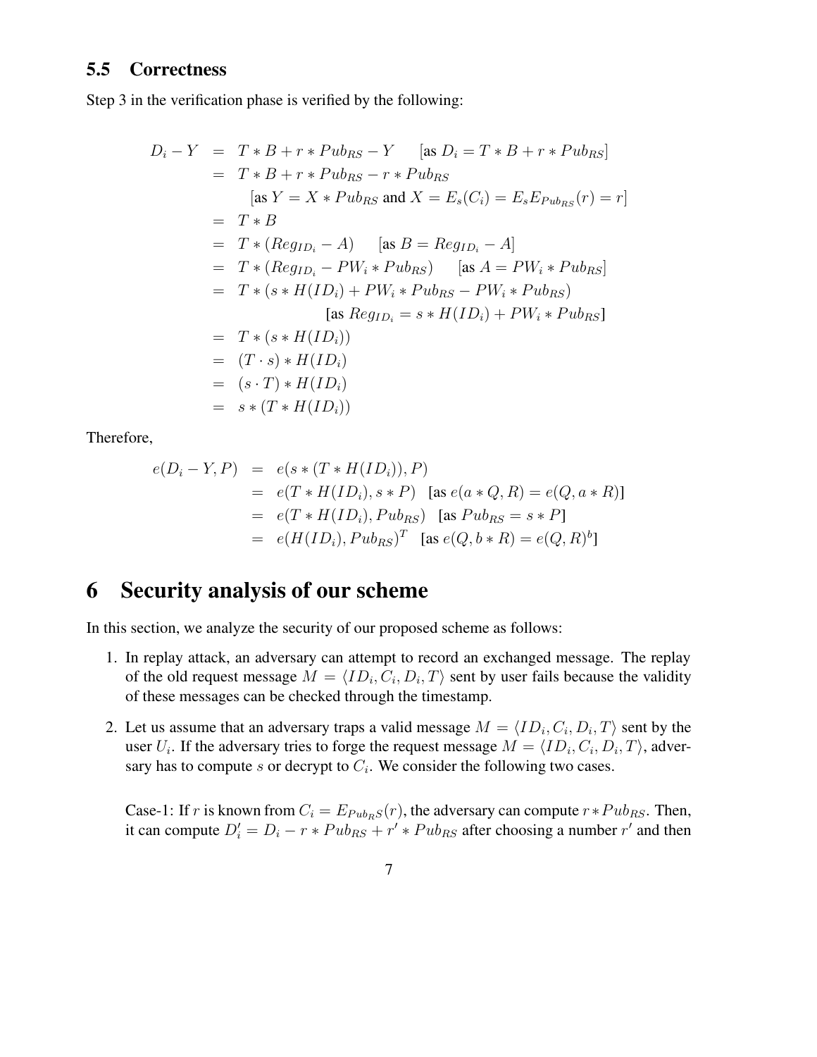### 5.5 Correctness

Step 3 in the verification phase is verified by the following:

$$
\begin{aligned}
D_i - Y &= T * B + r * Pub_{RS} - Y \quad [\text{as } D_i = T * B + r * Pub_{RS}] \\
&= T * B + r * Pub_{RS} - r * Pub_{RS} \\
&\qquad [\text{as } Y = X * Pub_{RS} \text{ and } X = E_s(C_i) = E_s E_{Pub_{RS}}(r) = r] \\
&= T * B \\
&= T * (Reg_{ID_i} - A) \quad [\text{as } B = Reg_{ID_i} - A] \\
&= T * (Reg_{ID_i} - PW_i * Pub_{RS}) \quad [\text{as } A = PW_i * Pub_{RS}] \\
&= T * (s * H(ID_i) + PW_i * Pub_{RS} - PW_i * Pub_{RS}) \\
&\qquad [\text{as } Reg_{ID_i} = s * H(ID_i) + PW_i * Pub_{RS}] \\
&= T * (s * H(ID_i)) \\
&= (T \cdot s) * H(ID_i) \\
&= (s \cdot T) * H(ID_i) \\
&= s * (T * H(ID_i))
\end{aligned}
$$

Therefore,

$$
\begin{aligned}
e(D_i - Y, P) &= e(s * (T * H(ID_i)), P) \\
&= e(T * H(ID_i), s * P) \quad [\text{as } e(a * Q, R) = e(Q, a * R)] \\
&= e(T * H(ID_i), Pub_{RS}) \quad [\text{as } Pub_{RS} = s * P] \\
&= e(H(ID_i), Pub_{RS})^T \quad [\text{as } e(Q, b * R) = e(Q, R)^b]
\end{aligned}
$$

## 6 Security analysis of our scheme

In this section, we analyze the security of our proposed scheme as follows:

1. In replay attack, an adversary can attempt to record an exchanged message. The replay of the old request message $M = \langle ID_i, C_i, D_i, T \rangle$ sent by user fails because the validity of these messages can be checked through the timestamp.

2. Let us assume that an adversary traps a valid message $M = \langle ID_i, C_i, D_i, T \rangle$ sent by the user $U_i$. If the adversary tries to forge the request message $M = \langle ID_i, C_i, D_i, T \rangle$, adversary has to compute $s$ or decrypt to $C_i$. We consider the following two cases.

   Case-1: If $r$ is known from $C_i = E_{Pub_RS}(r)$, the adversary can compute $r * Pub_{RS}$. Then, it can compute $D_i' = D_i - r * Pub_{RS} + r' * Pub_{RS}$ after choosing a number $r'$ and then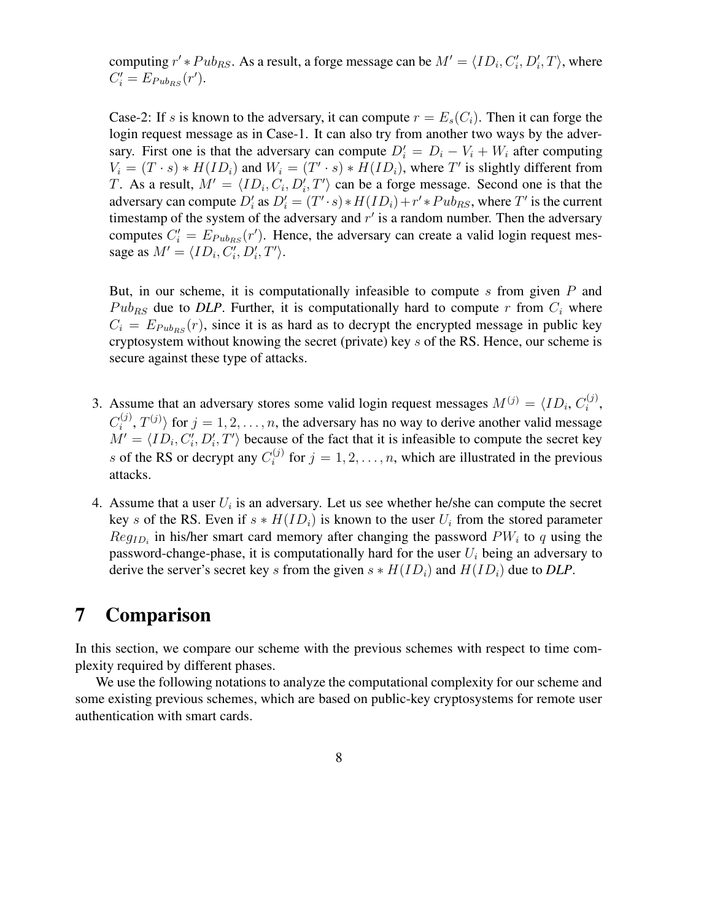computing $r' * Pub_{RS}$. As a result, a forge message can be $M' = \langle ID_i, C_i', D_i', T \rangle$, where $C_i' = E_{Pub_{RS}}(r')$.

Case-2: If $s$ is known to the adversary, it can compute $r = E_s(C_i)$. Then it can forge the login request message as in Case-1. It can also try from another two ways by the adversary. First one is that the adversary can compute $D_i' = D_i - V_i + W_i$ after computing $V_i = (T \cdot s) * H(ID_i)$ and $W_i = (T' \cdot s) * H(ID_i)$, where $T'$ is slightly different from $T$. As a result, $M' = \langle ID_i, C_i, D_i', T' \rangle$ can be a forge message. Second one is that the adversary can compute $D_i'$ as $D_i' = (T' \cdot s) * H(ID_i) + r' * Pub_{RS}$, where $T'$ is the current timestamp of the system of the adversary and $r'$ is a random number. Then the adversary computes $C_i' = E_{Pub_{RS}}(r')$. Hence, the adversary can create a valid login request message as $M' = \langle ID_i, C_i', D_i', T' \rangle$.

But, in our scheme, it is computationally infeasible to compute $s$ from given $P$ and $Pub_{RS}$ due to ***DLP***. Further, it is computationally hard to compute $r$ from $C_i$ where $C_i = E_{Pub_{RS}}(r)$, since it is as hard as to decrypt the encrypted message in public key cryptosystem without knowing the secret (private) key $s$ of the RS. Hence, our scheme is secure against these type of attacks.

3. Assume that an adversary stores some valid login request messages $M^{(j)} = \langle ID_i, C_i^{(j)}, C_i^{(j)}, T^{(j)} \rangle$ for $j = 1, 2, \ldots, n$, the adversary has no way to derive another valid message $M' = \langle ID_i, C_i', D_i', T' \rangle$ because of the fact that it is infeasible to compute the secret key $s$ of the RS or decrypt any $C_i^{(j)}$ for $j = 1, 2, \ldots, n$, which are illustrated in the previous attacks.

4. Assume that a user $U_i$ is an adversary. Let us see whether he/she can compute the secret key $s$ of the RS. Even if $s * H(ID_i)$ is known to the user $U_i$ from the stored parameter $Reg_{ID_i}$ in his/her smart card memory after changing the password $PW_i$ to $q$ using the password-change-phase, it is computationally hard for the user $U_i$ being an adversary to derive the server's secret key $s$ from the given $s * H(ID_i)$ and $H(ID_i)$ due to ***DLP***.

# 7 Comparison

In this section, we compare our scheme with the previous schemes with respect to time complexity required by different phases.

We use the following notations to analyze the computational complexity for our scheme and some existing previous schemes, which are based on public-key cryptosystems for remote user authentication with smart cards.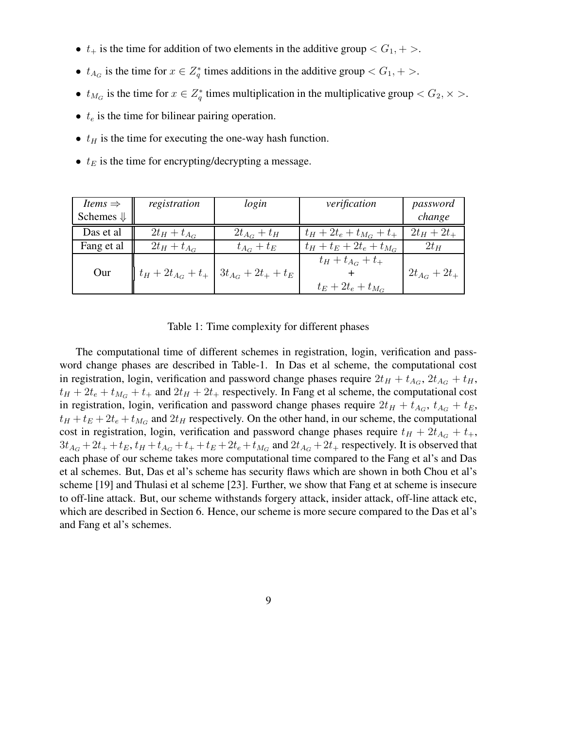- $t_+$ is the time for addition of two elements in the additive group $< G_1, + >$.
- $t_{A_G}$ is the time for $x \in Z_q^*$ times additions in the additive group $< G_1, + >$.
- $t_{M_G}$ is the time for $x \in Z_q^*$ times multiplication in the multiplicative group $< G_2, \times >$.
- $t_e$ is the time for bilinear pairing operation.
- $t_H$ is the time for executing the one-way hash function.
- $t_E$ is the time for encrypting/decrypting a message.

| *Items* ⇒ Schemes ⇓ | *registration* | *login* | *verification* | *password change* |
|---|---|---|---|---|
| Das et al | $2t_H + t_{A_G}$ | $2t_{A_G} + t_H$ | $t_H + 2t_e + t_{M_G} + t_+$ | $2t_H + 2t_+$ |
| Fang et al | $2t_H + t_{A_G}$ | $t_{A_G} + t_E$ | $t_H + t_E + 2t_e + t_{M_G}$ | $2t_H$ |
| Our | $t_H + 2t_{A_G} + t_+$ | $3t_{A_G} + 2t_+ + t_E$ | $t_H + t_{A_G} + t_+$ + $t_E + 2t_e + t_{M_G}$ | $2t_{A_G} + 2t_+$ |

Table 1: Time complexity for different phases

The computational time of different schemes in registration, login, verification and password change phases are described in Table-1. In Das et al scheme, the computational cost in registration, login, verification and password change phases require $2t_H + t_{A_G}$, $2t_{A_G} + t_H$, $t_H + 2t_e + t_{M_G} + t_+$ and $2t_H + 2t_+$ respectively. In Fang et al scheme, the computational cost in registration, login, verification and password change phases require $2t_H + t_{A_G}$, $t_{A_G} + t_E$, $t_H + t_E + 2t_e + t_{M_G}$ and $2t_H$ respectively. On the other hand, in our scheme, the computational cost in registration, login, verification and password change phases require $t_H + 2t_{A_G} + t_+$, $3t_{A_G} + 2t_+ + t_E$, $t_H + t_{A_G} + t_+ + t_E + 2t_e + t_{M_G}$ and $2t_{A_G} + 2t_+$ respectively. It is observed that each phase of our scheme takes more computational time compared to the Fang et al's and Das et al schemes. But, Das et al's scheme has security flaws which are shown in both Chou et al's scheme [19] and Thulasi et al scheme [23]. Further, we show that Fang et at scheme is insecure to off-line attack. But, our scheme withstands forgery attack, insider attack, off-line attack etc, which are described in Section 6. Hence, our scheme is more secure compared to the Das et al's and Fang et al's schemes.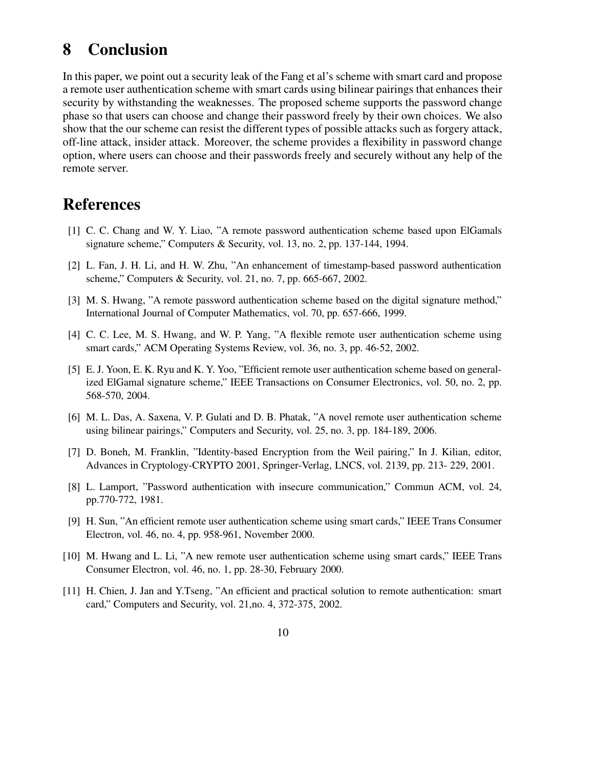# 8 Conclusion

In this paper, we point out a security leak of the Fang et al's scheme with smart card and propose a remote user authentication scheme with smart cards using bilinear pairings that enhances their security by withstanding the weaknesses. The proposed scheme supports the password change phase so that users can choose and change their password freely by their own choices. We also show that the our scheme can resist the different types of possible attacks such as forgery attack, off-line attack, insider attack. Moreover, the scheme provides a flexibility in password change option, where users can choose and their passwords freely and securely without any help of the remote server.

# References

[1] C. C. Chang and W. Y. Liao, "A remote password authentication scheme based upon ElGamals signature scheme," Computers & Security, vol. 13, no. 2, pp. 137-144, 1994.

[2] L. Fan, J. H. Li, and H. W. Zhu, "An enhancement of timestamp-based password authentication scheme," Computers & Security, vol. 21, no. 7, pp. 665-667, 2002.

[3] M. S. Hwang, "A remote password authentication scheme based on the digital signature method," International Journal of Computer Mathematics, vol. 70, pp. 657-666, 1999.

[4] C. C. Lee, M. S. Hwang, and W. P. Yang, "A flexible remote user authentication scheme using smart cards," ACM Operating Systems Review, vol. 36, no. 3, pp. 46-52, 2002.

[5] E. J. Yoon, E. K. Ryu and K. Y. Yoo, "Efficient remote user authentication scheme based on generalized ElGamal signature scheme," IEEE Transactions on Consumer Electronics, vol. 50, no. 2, pp. 568-570, 2004.

[6] M. L. Das, A. Saxena, V. P. Gulati and D. B. Phatak, "A novel remote user authentication scheme using bilinear pairings," Computers and Security, vol. 25, no. 3, pp. 184-189, 2006.

[7] D. Boneh, M. Franklin, "Identity-based Encryption from the Weil pairing," In J. Kilian, editor, Advances in Cryptology-CRYPTO 2001, Springer-Verlag, LNCS, vol. 2139, pp. 213- 229, 2001.

[8] L. Lamport, "Password authentication with insecure communication," Commun ACM, vol. 24, pp.770-772, 1981.

[9] H. Sun, "An efficient remote user authentication scheme using smart cards," IEEE Trans Consumer Electron, vol. 46, no. 4, pp. 958-961, November 2000.

[10] M. Hwang and L. Li, "A new remote user authentication scheme using smart cards," IEEE Trans Consumer Electron, vol. 46, no. 1, pp. 28-30, February 2000.

[11] H. Chien, J. Jan and Y.Tseng, "An efficient and practical solution to remote authentication: smart card," Computers and Security, vol. 21,no. 4, 372-375, 2002.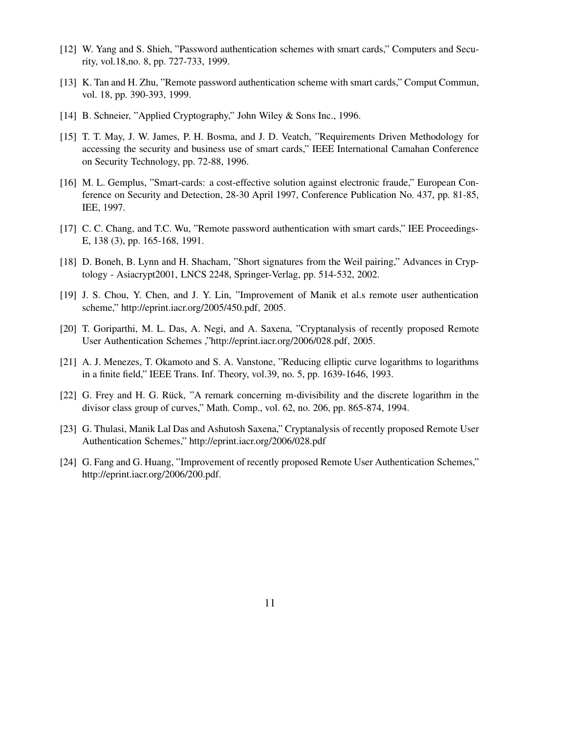[12] W. Yang and S. Shieh, "Password authentication schemes with smart cards," Computers and Security, vol.18,no. 8, pp. 727-733, 1999.

[13] K. Tan and H. Zhu, "Remote password authentication scheme with smart cards," Comput Commun, vol. 18, pp. 390-393, 1999.

[14] B. Schneier, "Applied Cryptography," John Wiley & Sons Inc., 1996.

[15] T. T. May, J. W. James, P. H. Bosma, and J. D. Veatch, "Requirements Driven Methodology for accessing the security and business use of smart cards," IEEE International Camahan Conference on Security Technology, pp. 72-88, 1996.

[16] M. L. Gemplus, "Smart-cards: a cost-effective solution against electronic fraude," European Conference on Security and Detection, 28-30 April 1997, Conference Publication No. 437, pp. 81-85, IEE, 1997.

[17] C. C. Chang, and T.C. Wu, "Remote password authentication with smart cards," IEE Proceedings-E, 138 (3), pp. 165-168, 1991.

[18] D. Boneh, B. Lynn and H. Shacham, "Short signatures from the Weil pairing," Advances in Cryptology - Asiacrypt2001, LNCS 2248, Springer-Verlag, pp. 514-532, 2002.

[19] J. S. Chou, Y. Chen, and J. Y. Lin, "Improvement of Manik et al.s remote user authentication scheme," http://eprint.iacr.org/2005/450.pdf, 2005.

[20] T. Goriparthi, M. L. Das, A. Negi, and A. Saxena, "Cryptanalysis of recently proposed Remote User Authentication Schemes ,"http://eprint.iacr.org/2006/028.pdf, 2005.

[21] A. J. Menezes, T. Okamoto and S. A. Vanstone, "Reducing elliptic curve logarithms to logarithms in a finite field," IEEE Trans. Inf. Theory, vol.39, no. 5, pp. 1639-1646, 1993.

[22] G. Frey and H. G. Rück, "A remark concerning m-divisibility and the discrete logarithm in the divisor class group of curves," Math. Comp., vol. 62, no. 206, pp. 865-874, 1994.

[23] G. Thulasi, Manik Lal Das and Ashutosh Saxena," Cryptanalysis of recently proposed Remote User Authentication Schemes," http://eprint.iacr.org/2006/028.pdf

[24] G. Fang and G. Huang, "Improvement of recently proposed Remote User Authentication Schemes," http://eprint.iacr.org/2006/200.pdf.